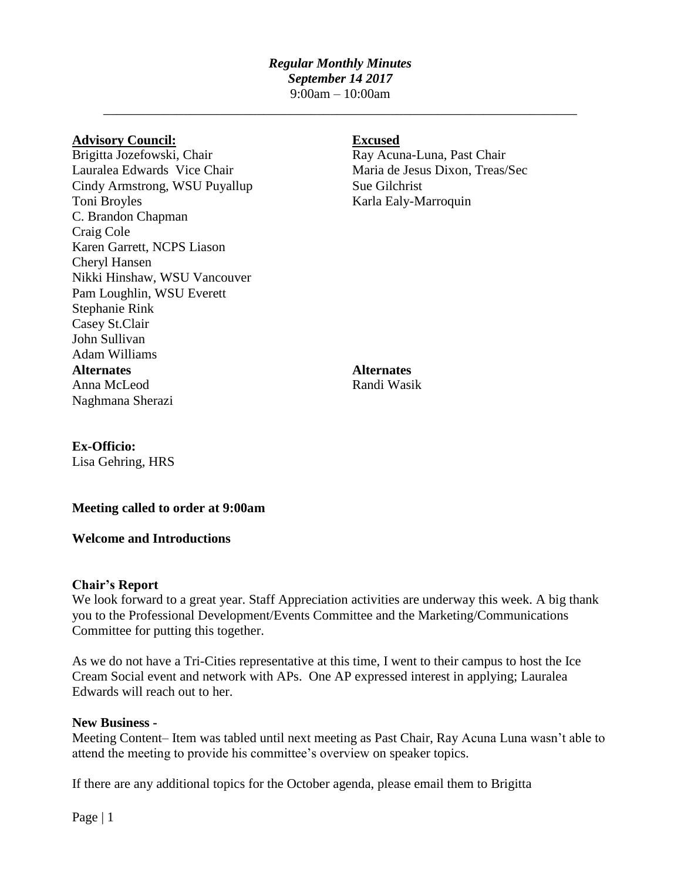***Regular Monthly Minutes***
***September 14 2017***
9:00am – 10:00am

---

**Advisory Council:**
Brigitta Jozefowski, Chair
Lauralea Edwards Vice Chair
Cindy Armstrong, WSU Puyallup
Toni Broyles
C. Brandon Chapman
Craig Cole
Karen Garrett, NCPS Liason
Cheryl Hansen
Nikki Hinshaw, WSU Vancouver
Pam Loughlin, WSU Everett
Stephanie Rink
Casey St.Clair
John Sullivan
Adam Williams

**Alternates**
Anna McLeod
Naghmana Sherazi

**Excused**
Ray Acuna-Luna, Past Chair
Maria de Jesus Dixon, Treas/Sec
Sue Gilchrist
Karla Ealy-Marroquin

**Alternates**
Randi Wasik

**Ex-Officio:**
Lisa Gehring, HRS

**Meeting called to order at 9:00am**

**Welcome and Introductions**

**Chair's Report**

We look forward to a great year. Staff Appreciation activities are underway this week. A big thank you to the Professional Development/Events Committee and the Marketing/Communications Committee for putting this together.

As we do not have a Tri-Cities representative at this time, I went to their campus to host the Ice Cream Social event and network with APs. One AP expressed interest in applying; Lauralea Edwards will reach out to her.

**New Business -**

Meeting Content– Item was tabled until next meeting as Past Chair, Ray Acuna Luna wasn't able to attend the meeting to provide his committee's overview on speaker topics.

If there are any additional topics for the October agenda, please email them to Brigitta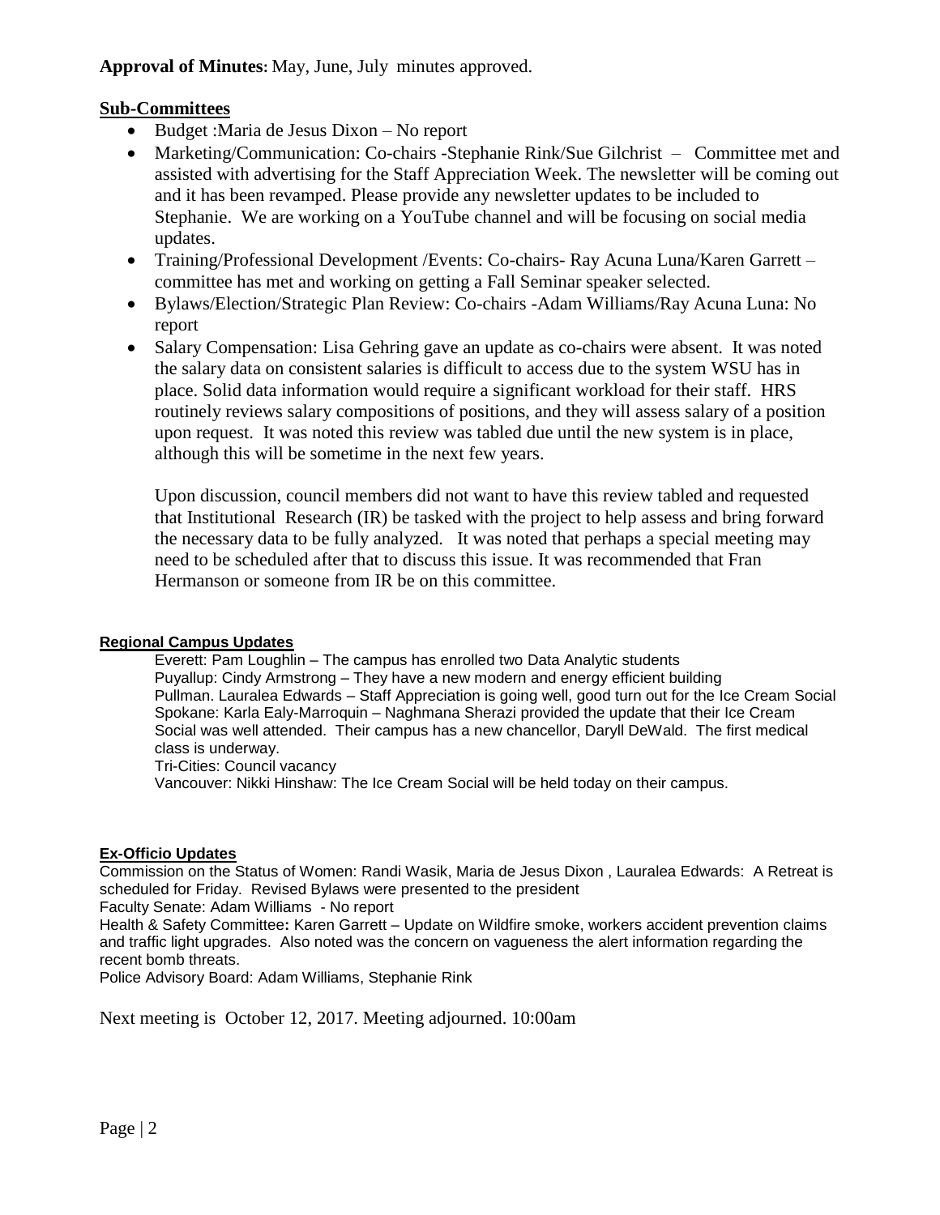**Approval of Minutes:** May, June, July minutes approved.

## Sub-Committees

- Budget :Maria de Jesus Dixon – No report
- Marketing/Communication: Co-chairs -Stephanie Rink/Sue Gilchrist – Committee met and assisted with advertising for the Staff Appreciation Week. The newsletter will be coming out and it has been revamped. Please provide any newsletter updates to be included to Stephanie. We are working on a YouTube channel and will be focusing on social media updates.
- Training/Professional Development /Events: Co-chairs- Ray Acuna Luna/Karen Garrett – committee has met and working on getting a Fall Seminar speaker selected.
- Bylaws/Election/Strategic Plan Review: Co-chairs -Adam Williams/Ray Acuna Luna: No report
- Salary Compensation: Lisa Gehring gave an update as co-chairs were absent. It was noted the salary data on consistent salaries is difficult to access due to the system WSU has in place. Solid data information would require a significant workload for their staff. HRS routinely reviews salary compositions of positions, and they will assess salary of a position upon request. It was noted this review was tabled due until the new system is in place, although this will be sometime in the next few years.

  Upon discussion, council members did not want to have this review tabled and requested that Institutional Research (IR) be tasked with the project to help assess and bring forward the necessary data to be fully analyzed. It was noted that perhaps a special meeting may need to be scheduled after that to discuss this issue. It was recommended that Fran Hermanson or someone from IR be on this committee.

### Regional Campus Updates

Everett: Pam Loughlin – The campus has enrolled two Data Analytic students
Puyallup: Cindy Armstrong – They have a new modern and energy efficient building
Pullman. Lauralea Edwards – Staff Appreciation is going well, good turn out for the Ice Cream Social
Spokane: Karla Ealy-Marroquin – Naghmana Sherazi provided the update that their Ice Cream Social was well attended. Their campus has a new chancellor, Daryll DeWald. The first medical class is underway.
Tri-Cities: Council vacancy
Vancouver: Nikki Hinshaw: The Ice Cream Social will be held today on their campus.

### Ex-Officio Updates

Commission on the Status of Women: Randi Wasik, Maria de Jesus Dixon , Lauralea Edwards: A Retreat is scheduled for Friday. Revised Bylaws were presented to the president
Faculty Senate: Adam Williams - No report
Health & Safety Committee**:** Karen Garrett – Update on Wildfire smoke, workers accident prevention claims and traffic light upgrades. Also noted was the concern on vagueness the alert information regarding the recent bomb threats.
Police Advisory Board: Adam Williams, Stephanie Rink

Next meeting is October 12, 2017. Meeting adjourned. 10:00am